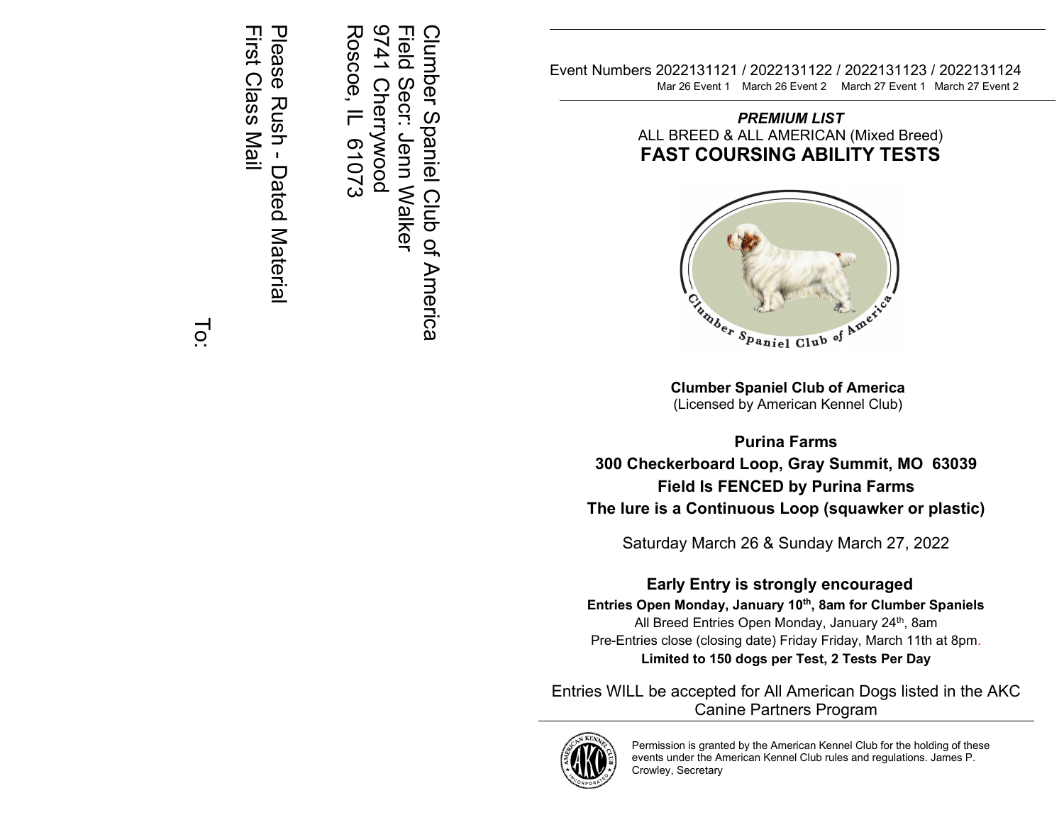Clumber Spaniel Club of America
Field Secr: Jenn Walker
9741 Cherrywood
Roscoe, IL 61073

Please Rush - Dated Material
First Class Mail

To:

---

Event Numbers 2022131121 / 2022131122 / 2022131123 / 2022131124
Mar 26 Event 1 March 26 Event 2 March 27 Event 1 March 27 Event 2

***PREMIUM LIST***

ALL BREED & ALL AMERICAN (Mixed Breed)

# FAST COURSING ABILITY TESTS

**Clumber Spaniel Club of America**
(Licensed by American Kennel Club)

**Purina Farms**

**300 Checkerboard Loop, Gray Summit, MO 63039**

**Field Is FENCED by Purina Farms**

**The lure is a Continuous Loop (squawker or plastic)**

Saturday March 26 & Sunday March 27, 2022

**Early Entry is strongly encouraged**

**Entries Open Monday, January 10th, 8am for Clumber Spaniels**

All Breed Entries Open Monday, January 24th, 8am

Pre-Entries close (closing date) Friday Friday, March 11th at 8pm.

**Limited to 150 dogs per Test, 2 Tests Per Day**

Entries WILL be accepted for All American Dogs listed in the AKC Canine Partners Program

Permission is granted by the American Kennel Club for the holding of these events under the American Kennel Club rules and regulations. James P. Crowley, Secretary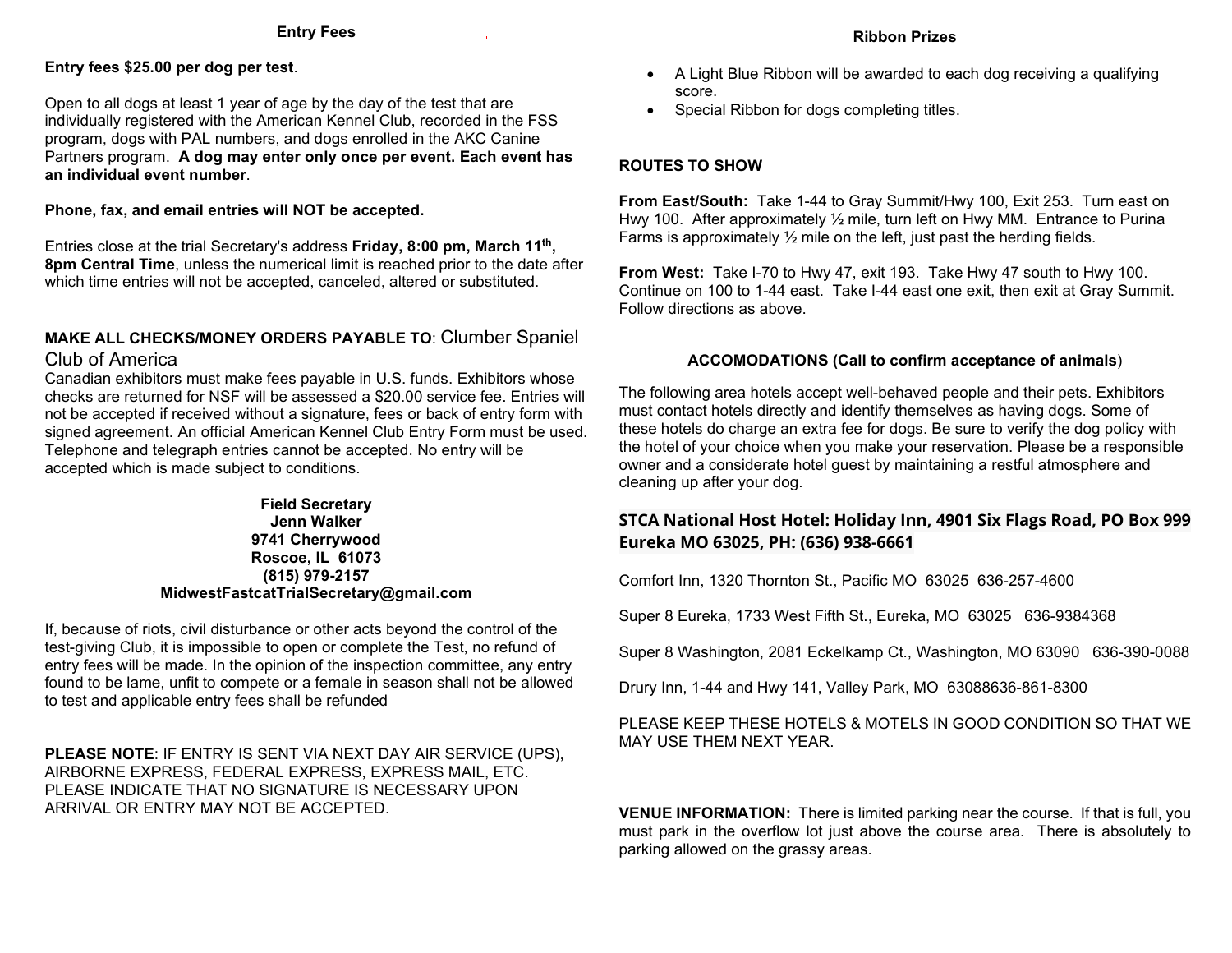## Entry Fees

**Entry fees $25.00 per dog per test**.

Open to all dogs at least 1 year of age by the day of the test that are individually registered with the American Kennel Club, recorded in the FSS program, dogs with PAL numbers, and dogs enrolled in the AKC Canine Partners program. **A dog may enter only once per event. Each event has an individual event number**.

**Phone, fax, and email entries will NOT be accepted.**

Entries close at the trial Secretary's address **Friday, 8:00 pm, March 11th, 8pm Central Time**, unless the numerical limit is reached prior to the date after which time entries will not be accepted, canceled, altered or substituted.

**MAKE ALL CHECKS/MONEY ORDERS PAYABLE TO**: Clumber Spaniel Club of America

Canadian exhibitors must make fees payable in U.S. funds. Exhibitors whose checks are returned for NSF will be assessed a $20.00 service fee. Entries will not be accepted if received without a signature, fees or back of entry form with signed agreement. An official American Kennel Club Entry Form must be used. Telephone and telegraph entries cannot be accepted. No entry will be accepted which is made subject to conditions.

**Field Secretary**
**Jenn Walker**
**9741 Cherrywood**
**Roscoe, IL 61073**
**(815) 979-2157**
**MidwestFastcatTrialSecretary@gmail.com**

If, because of riots, civil disturbance or other acts beyond the control of the test-giving Club, it is impossible to open or complete the Test, no refund of entry fees will be made. In the opinion of the inspection committee, any entry found to be lame, unfit to compete or a female in season shall not be allowed to test and applicable entry fees shall be refunded

**PLEASE NOTE**: IF ENTRY IS SENT VIA NEXT DAY AIR SERVICE (UPS), AIRBORNE EXPRESS, FEDERAL EXPRESS, EXPRESS MAIL, ETC. PLEASE INDICATE THAT NO SIGNATURE IS NECESSARY UPON ARRIVAL OR ENTRY MAY NOT BE ACCEPTED.

## Ribbon Prizes

- A Light Blue Ribbon will be awarded to each dog receiving a qualifying score.
- Special Ribbon for dogs completing titles.

## ROUTES TO SHOW

**From East/South:** Take 1-44 to Gray Summit/Hwy 100, Exit 253. Turn east on Hwy 100. After approximately ½ mile, turn left on Hwy MM. Entrance to Purina Farms is approximately ½ mile on the left, just past the herding fields.

**From West:** Take I-70 to Hwy 47, exit 193. Take Hwy 47 south to Hwy 100. Continue on 100 to 1-44 east. Take I-44 east one exit, then exit at Gray Summit. Follow directions as above.

## ACCOMODATIONS (Call to confirm acceptance of animals)

The following area hotels accept well-behaved people and their pets. Exhibitors must contact hotels directly and identify themselves as having dogs. Some of these hotels do charge an extra fee for dogs. Be sure to verify the dog policy with the hotel of your choice when you make your reservation. Please be a responsible owner and a considerate hotel guest by maintaining a restful atmosphere and cleaning up after your dog.

**STCA National Host Hotel: Holiday Inn, 4901 Six Flags Road, PO Box 999 Eureka MO 63025, PH: (636) 938-6661**

Comfort Inn, 1320 Thornton St., Pacific MO 63025 636-257-4600

Super 8 Eureka, 1733 West Fifth St., Eureka, MO 63025 636-9384368

Super 8 Washington, 2081 Eckelkamp Ct., Washington, MO 63090 636-390-0088

Drury Inn, 1-44 and Hwy 141, Valley Park, MO 63088636-861-8300

PLEASE KEEP THESE HOTELS & MOTELS IN GOOD CONDITION SO THAT WE MAY USE THEM NEXT YEAR.

**VENUE INFORMATION:** There is limited parking near the course. If that is full, you must park in the overflow lot just above the course area. There is absolutely to parking allowed on the grassy areas.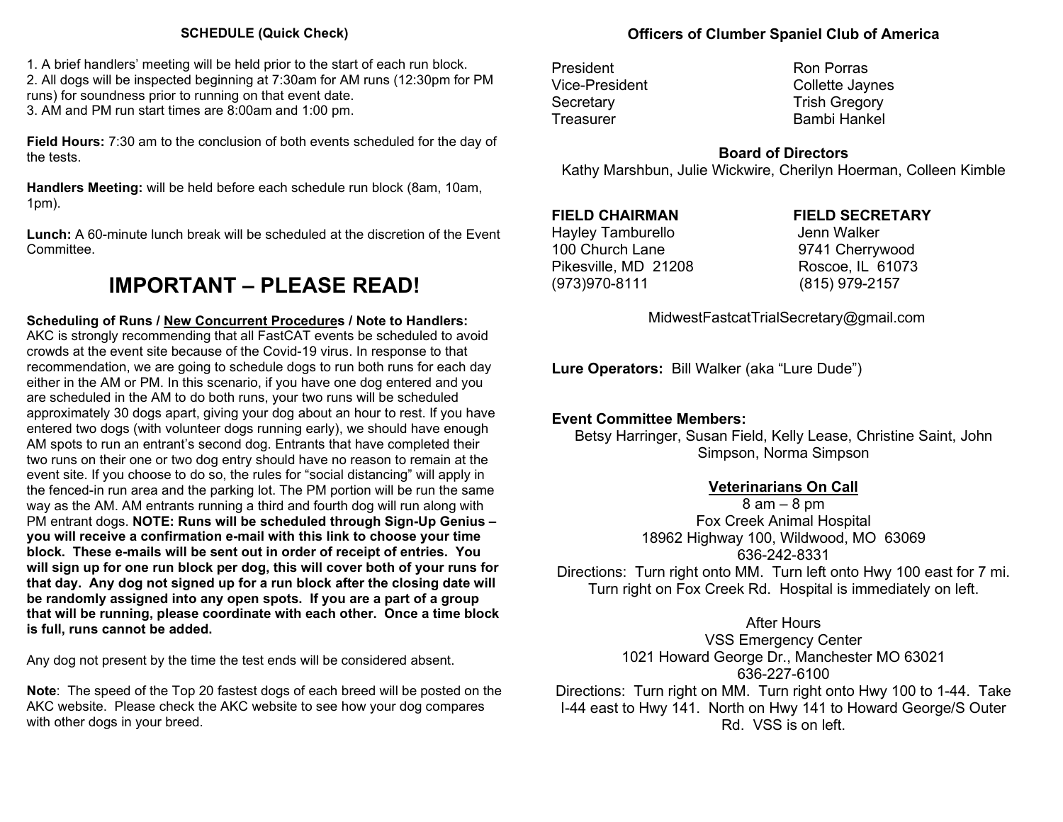## SCHEDULE (Quick Check)

1. A brief handlers' meeting will be held prior to the start of each run block.
2. All dogs will be inspected beginning at 7:30am for AM runs (12:30pm for PM runs) for soundness prior to running on that event date.
3. AM and PM run start times are 8:00am and 1:00 pm.

**Field Hours:** 7:30 am to the conclusion of both events scheduled for the day of the tests.

**Handlers Meeting:** will be held before each schedule run block (8am, 10am, 1pm).

**Lunch:** A 60-minute lunch break will be scheduled at the discretion of the Event Committee.

# IMPORTANT – PLEASE READ!

**Scheduling of Runs / New Concurrent Procedures / Note to Handlers:** AKC is strongly recommending that all FastCAT events be scheduled to avoid crowds at the event site because of the Covid-19 virus. In response to that recommendation, we are going to schedule dogs to run both runs for each day either in the AM or PM. In this scenario, if you have one dog entered and you are scheduled in the AM to do both runs, your two runs will be scheduled approximately 30 dogs apart, giving your dog about an hour to rest. If you have entered two dogs (with volunteer dogs running early), we should have enough AM spots to run an entrant's second dog. Entrants that have completed their two runs on their one or two dog entry should have no reason to remain at the event site. If you choose to do so, the rules for "social distancing" will apply in the fenced-in run area and the parking lot. The PM portion will be run the same way as the AM. AM entrants running a third and fourth dog will run along with PM entrant dogs. **NOTE: Runs will be scheduled through Sign-Up Genius – you will receive a confirmation e-mail with this link to choose your time block. These e-mails will be sent out in order of receipt of entries. You will sign up for one run block per dog, this will cover both of your runs for that day. Any dog not signed up for a run block after the closing date will be randomly assigned into any open spots. If you are a part of a group that will be running, please coordinate with each other. Once a time block is full, runs cannot be added.**

Any dog not present by the time the test ends will be considered absent.

**Note**: The speed of the Top 20 fastest dogs of each breed will be posted on the AKC website. Please check the AKC website to see how your dog compares with other dogs in your breed.

## Officers of Clumber Spaniel Club of America

| | |
|---|---|
| President | Ron Porras |
| Vice-President | Collette Jaynes |
| Secretary | Trish Gregory |
| Treasurer | Bambi Hankel |

**Board of Directors**

Kathy Marshbun, Julie Wickwire, Cherilyn Hoerman, Colleen Kimble

**FIELD CHAIRMAN**
Hayley Tamburello
100 Church Lane
Pikesville, MD 21208
(973)970-8111

**FIELD SECRETARY**
Jenn Walker
9741 Cherrywood
Roscoe, IL 61073
(815) 979-2157

MidwestFastcatTrialSecretary@gmail.com

**Lure Operators:** Bill Walker (aka "Lure Dude")

**Event Committee Members:**
Betsy Harringer, Susan Field, Kelly Lease, Christine Saint, John Simpson, Norma Simpson

**Veterinarians On Call**

8 am – 8 pm
Fox Creek Animal Hospital
18962 Highway 100, Wildwood, MO 63069
636-242-8331
Directions: Turn right onto MM. Turn left onto Hwy 100 east for 7 mi. Turn right on Fox Creek Rd. Hospital is immediately on left.

After Hours
VSS Emergency Center
1021 Howard George Dr., Manchester MO 63021
636-227-6100
Directions: Turn right on MM. Turn right onto Hwy 100 to 1-44. Take I-44 east to Hwy 141. North on Hwy 141 to Howard George/S Outer Rd. VSS is on left.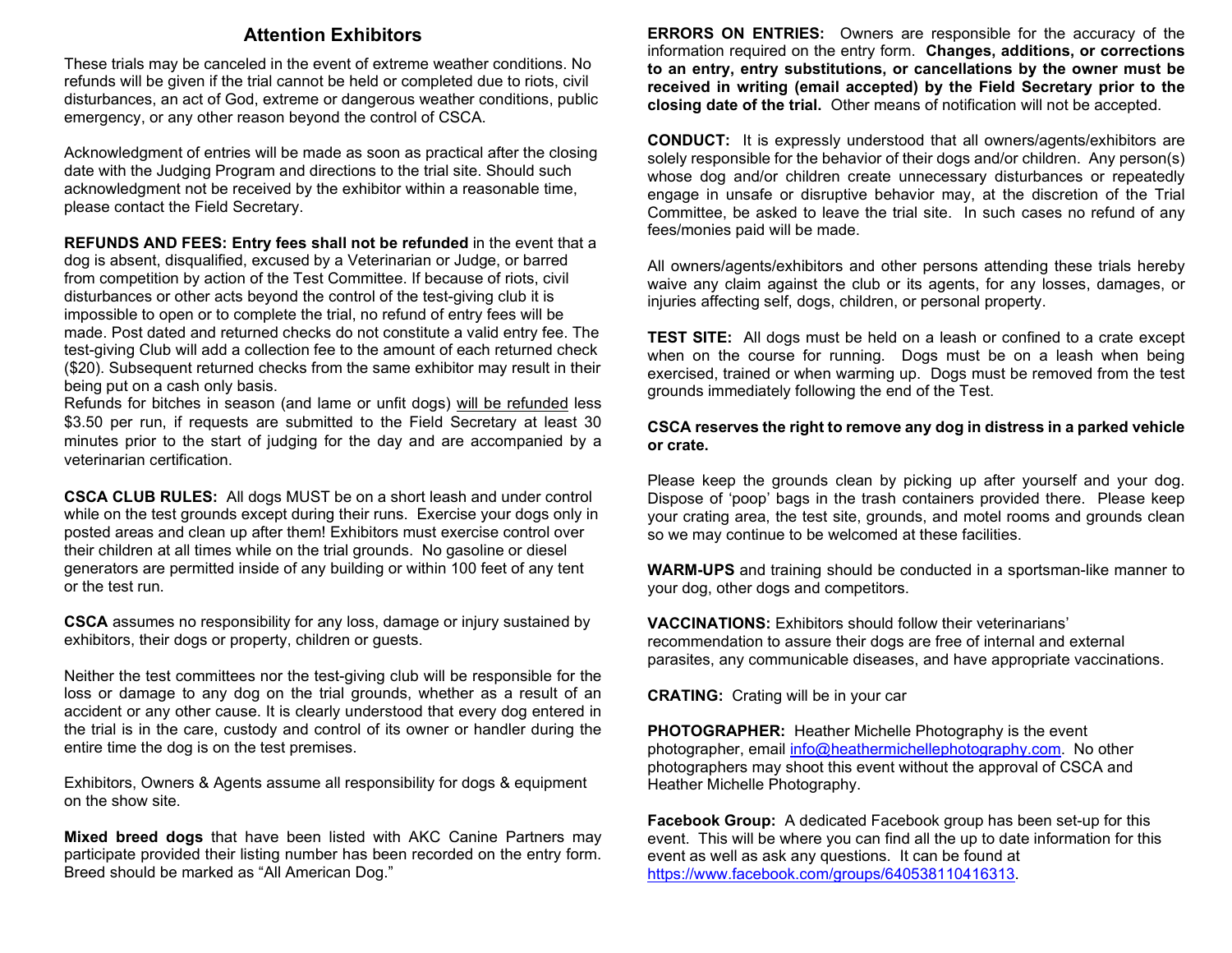## Attention Exhibitors

These trials may be canceled in the event of extreme weather conditions. No refunds will be given if the trial cannot be held or completed due to riots, civil disturbances, an act of God, extreme or dangerous weather conditions, public emergency, or any other reason beyond the control of CSCA.

Acknowledgment of entries will be made as soon as practical after the closing date with the Judging Program and directions to the trial site. Should such acknowledgment not be received by the exhibitor within a reasonable time, please contact the Field Secretary.

**REFUNDS AND FEES: Entry fees shall not be refunded** in the event that a dog is absent, disqualified, excused by a Veterinarian or Judge, or barred from competition by action of the Test Committee. If because of riots, civil disturbances or other acts beyond the control of the test-giving club it is impossible to open or to complete the trial, no refund of entry fees will be made. Post dated and returned checks do not constitute a valid entry fee. The test-giving Club will add a collection fee to the amount of each returned check ($20). Subsequent returned checks from the same exhibitor may result in their being put on a cash only basis.
Refunds for bitches in season (and lame or unfit dogs) will be refunded less $3.50 per run, if requests are submitted to the Field Secretary at least 30 minutes prior to the start of judging for the day and are accompanied by a veterinarian certification.

**CSCA CLUB RULES:** All dogs MUST be on a short leash and under control while on the test grounds except during their runs. Exercise your dogs only in posted areas and clean up after them! Exhibitors must exercise control over their children at all times while on the trial grounds. No gasoline or diesel generators are permitted inside of any building or within 100 feet of any tent or the test run.

**CSCA** assumes no responsibility for any loss, damage or injury sustained by exhibitors, their dogs or property, children or guests.

Neither the test committees nor the test-giving club will be responsible for the loss or damage to any dog on the trial grounds, whether as a result of an accident or any other cause. It is clearly understood that every dog entered in the trial is in the care, custody and control of its owner or handler during the entire time the dog is on the test premises.

Exhibitors, Owners & Agents assume all responsibility for dogs & equipment on the show site.

**Mixed breed dogs** that have been listed with AKC Canine Partners may participate provided their listing number has been recorded on the entry form. Breed should be marked as "All American Dog."

**ERRORS ON ENTRIES:** Owners are responsible for the accuracy of the information required on the entry form. **Changes, additions, or corrections to an entry, entry substitutions, or cancellations by the owner must be received in writing (email accepted) by the Field Secretary prior to the closing date of the trial.** Other means of notification will not be accepted.

**CONDUCT:** It is expressly understood that all owners/agents/exhibitors are solely responsible for the behavior of their dogs and/or children. Any person(s) whose dog and/or children create unnecessary disturbances or repeatedly engage in unsafe or disruptive behavior may, at the discretion of the Trial Committee, be asked to leave the trial site. In such cases no refund of any fees/monies paid will be made.

All owners/agents/exhibitors and other persons attending these trials hereby waive any claim against the club or its agents, for any losses, damages, or injuries affecting self, dogs, children, or personal property.

**TEST SITE:** All dogs must be held on a leash or confined to a crate except when on the course for running. Dogs must be on a leash when being exercised, trained or when warming up. Dogs must be removed from the test grounds immediately following the end of the Test.

**CSCA reserves the right to remove any dog in distress in a parked vehicle or crate.**

Please keep the grounds clean by picking up after yourself and your dog. Dispose of 'poop' bags in the trash containers provided there. Please keep your crating area, the test site, grounds, and motel rooms and grounds clean so we may continue to be welcomed at these facilities.

**WARM-UPS** and training should be conducted in a sportsman-like manner to your dog, other dogs and competitors.

**VACCINATIONS:** Exhibitors should follow their veterinarians' recommendation to assure their dogs are free of internal and external parasites, any communicable diseases, and have appropriate vaccinations.

**CRATING:** Crating will be in your car

**PHOTOGRAPHER:** Heather Michelle Photography is the event photographer, email info@heathermichellephotography.com. No other photographers may shoot this event without the approval of CSCA and Heather Michelle Photography.

**Facebook Group:** A dedicated Facebook group has been set-up for this event. This will be where you can find all the up to date information for this event as well as ask any questions. It can be found at https://www.facebook.com/groups/640538110416313.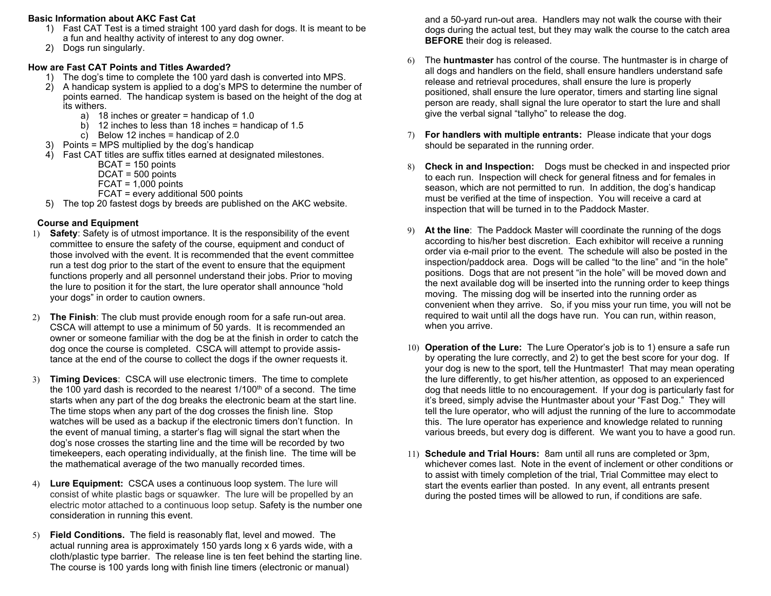**Basic Information about AKC Fast Cat**

1) Fast CAT Test is a timed straight 100 yard dash for dogs. It is meant to be a fun and healthy activity of interest to any dog owner.
2) Dogs run singularly.

**How are Fast CAT Points and Titles Awarded?**

1) The dog's time to complete the 100 yard dash is converted into MPS.
2) A handicap system is applied to a dog's MPS to determine the number of points earned. The handicap system is based on the height of the dog at its withers.
   a) 18 inches or greater = handicap of 1.0
   b) 12 inches to less than 18 inches = handicap of 1.5
   c) Below 12 inches = handicap of 2.0
3) Points = MPS multiplied by the dog's handicap
4) Fast CAT titles are suffix titles earned at designated milestones.
   BCAT = 150 points
   DCAT = 500 points
   FCAT = 1,000 points
   FCAT = every additional 500 points
5) The top 20 fastest dogs by breeds are published on the AKC website.

**Course and Equipment**

1) **Safety**: Safety is of utmost importance. It is the responsibility of the event committee to ensure the safety of the course, equipment and conduct of those involved with the event. It is recommended that the event committee run a test dog prior to the start of the event to ensure that the equipment functions properly and all personnel understand their jobs. Prior to moving the lure to position it for the start, the lure operator shall announce "hold your dogs" in order to caution owners.

2) **The Finish**: The club must provide enough room for a safe run-out area. CSCA will attempt to use a minimum of 50 yards. It is recommended an owner or someone familiar with the dog be at the finish in order to catch the dog once the course is completed. CSCA will attempt to provide assistance at the end of the course to collect the dogs if the owner requests it.

3) **Timing Devices**: CSCA will use electronic timers. The time to complete the 100 yard dash is recorded to the nearest 1/100th of a second. The time starts when any part of the dog breaks the electronic beam at the start line. The time stops when any part of the dog crosses the finish line. Stop watches will be used as a backup if the electronic timers don't function. In the event of manual timing, a starter's flag will signal the start when the dog's nose crosses the starting line and the time will be recorded by two timekeepers, each operating individually, at the finish line. The time will be the mathematical average of the two manually recorded times.

4) **Lure Equipment:** CSCA uses a continuous loop system. The lure will consist of white plastic bags or squawker. The lure will be propelled by an electric motor attached to a continuous loop setup. Safety is the number one consideration in running this event.

5) **Field Conditions.** The field is reasonably flat, level and mowed. The actual running area is approximately 150 yards long x 6 yards wide, with a cloth/plastic type barrier. The release line is ten feet behind the starting line. The course is 100 yards long with finish line timers (electronic or manual) and a 50-yard run-out area. Handlers may not walk the course with their dogs during the actual test, but they may walk the course to the catch area **BEFORE** their dog is released.

6) The **huntmaster** has control of the course. The huntmaster is in charge of all dogs and handlers on the field, shall ensure handlers understand safe release and retrieval procedures, shall ensure the lure is properly positioned, shall ensure the lure operator, timers and starting line signal person are ready, shall signal the lure operator to start the lure and shall give the verbal signal "tallyho" to release the dog.

7) **For handlers with multiple entrants:** Please indicate that your dogs should be separated in the running order.

8) **Check in and Inspection:** Dogs must be checked in and inspected prior to each run. Inspection will check for general fitness and for females in season, which are not permitted to run. In addition, the dog's handicap must be verified at the time of inspection. You will receive a card at inspection that will be turned in to the Paddock Master.

9) **At the line**: The Paddock Master will coordinate the running of the dogs according to his/her best discretion. Each exhibitor will receive a running order via e-mail prior to the event. The schedule will also be posted in the inspection/paddock area. Dogs will be called "to the line" and "in the hole" positions. Dogs that are not present "in the hole" will be moved down and the next available dog will be inserted into the running order to keep things moving. The missing dog will be inserted into the running order as convenient when they arrive. So, if you miss your run time, you will not be required to wait until all the dogs have run. You can run, within reason, when you arrive.

10) **Operation of the Lure:** The Lure Operator's job is to 1) ensure a safe run by operating the lure correctly, and 2) to get the best score for your dog. If your dog is new to the sport, tell the Huntmaster! That may mean operating the lure differently, to get his/her attention, as opposed to an experienced dog that needs little to no encouragement. If your dog is particularly fast for it's breed, simply advise the Huntmaster about your "Fast Dog." They will tell the lure operator, who will adjust the running of the lure to accommodate this. The lure operator has experience and knowledge related to running various breeds, but every dog is different. We want you to have a good run.

11) **Schedule and Trial Hours:** 8am until all runs are completed or 3pm, whichever comes last. Note in the event of inclement or other conditions or to assist with timely completion of the trial, Trial Committee may elect to start the events earlier than posted. In any event, all entrants present during the posted times will be allowed to run, if conditions are safe.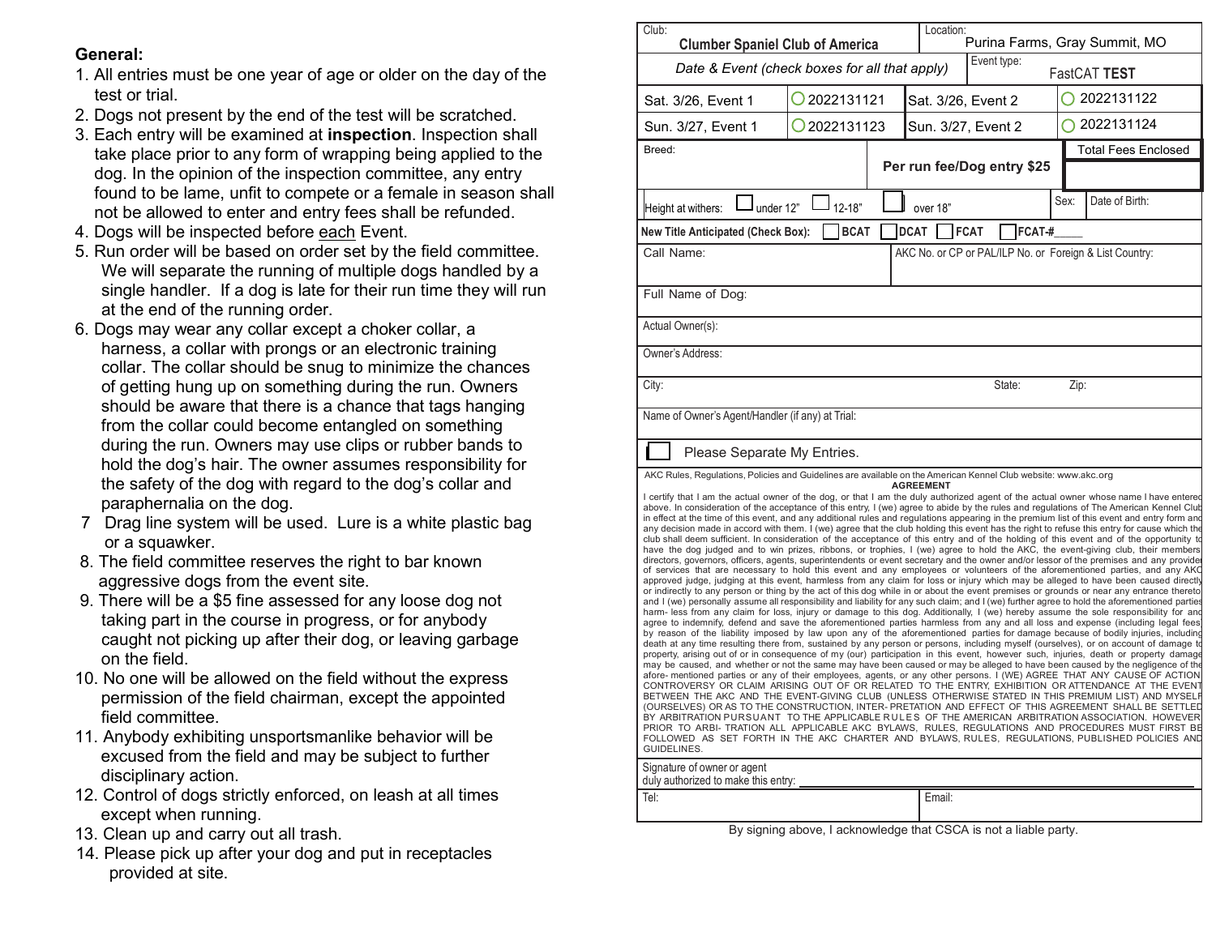## General:

1. All entries must be one year of age or older on the day of the test or trial.
2. Dogs not present by the end of the test will be scratched.
3. Each entry will be examined at **inspection**. Inspection shall take place prior to any form of wrapping being applied to the dog. In the opinion of the inspection committee, any entry found to be lame, unfit to compete or a female in season shall not be allowed to enter and entry fees shall be refunded.
4. Dogs will be inspected before each Event.
5. Run order will be based on order set by the field committee. We will separate the running of multiple dogs handled by a single handler. If a dog is late for their run time they will run at the end of the running order.
6. Dogs may wear any collar except a choker collar, a harness, a collar with prongs or an electronic training collar. The collar should be snug to minimize the chances of getting hung up on something during the run. Owners should be aware that there is a chance that tags hanging from the collar could become entangled on something during the run. Owners may use clips or rubber bands to hold the dog's hair. The owner assumes responsibility for the safety of the dog with regard to the dog's collar and paraphernalia on the dog.
7. Drag line system will be used. Lure is a white plastic bag or a squawker.
8. The field committee reserves the right to bar known aggressive dogs from the event site.
9. There will be a $5 fine assessed for any loose dog not taking part in the course in progress, or for anybody caught not picking up after their dog, or leaving garbage on the field.
10. No one will be allowed on the field without the express permission of the field chairman, except the appointed field committee.
11. Anybody exhibiting unsportsmanlike behavior will be excused from the field and may be subject to further disciplinary action.
12. Control of dogs strictly enforced, on leash at all times except when running.
13. Clean up and carry out all trash.
14. Please pick up after your dog and put in receptacles provided at site.

| | | | |
|---|---|---|---|
| Club: **Clumber Spaniel Club of America** | | Location: Purina Farms, Gray Summit, MO | |
| *Date & Event (check boxes for all that apply)* | | Event type: FastCAT **TEST** | |
| Sat. 3/26, Event 1 | ○ 2022131121 | Sat. 3/26, Event 2 | ○ 2022131122 |
| Sun. 3/27, Event 1 | ○ 2022131123 | Sun. 3/27, Event 2 | ○ 2022131124 |

Breed: **Per run fee/Dog entry $25** Total Fees Enclosed

Height at withers: ☐ under 12" ☐ 12-18" ☐ over 18" Sex: Date of Birth:

**New Title Anticipated (Check Box):** ☐ **BCAT** ☐ **DCAT** ☐ **FCAT** ☐ **FCAT-#____**

Call Name: AKC No. or CP or PAL/ILP No. or Foreign & List Country:

Full Name of Dog:

Actual Owner(s):

Owner's Address:

City: State: Zip:

Name of Owner's Agent/Handler (if any) at Trial:

☐ Please Separate My Entries.

AKC Rules, Regulations, Policies and Guidelines are available on the American Kennel Club website: www.akc.org

**AGREEMENT**

I certify that I am the actual owner of the dog, or that I am the duly authorized agent of the actual owner whose name I have entered above. In consideration of the acceptance of this entry, I (we) agree to abide by the rules and regulations of The American Kennel Club in effect at the time of this event, and any additional rules and regulations appearing in the premium list of this event and entry form and any decision made in accord with them. I (we) agree that the club holding this event has the right to refuse this entry for cause which the club shall deem sufficient. In consideration of the acceptance of this entry and of the holding of this event and of the opportunity to have the dog judged and to win prizes, ribbons, or trophies, I (we) agree to hold the AKC, the event-giving club, their members, directors, governors, officers, agents, superintendents or event secretary and the owner and/or lessor of the premises and any provider of services that are necessary to hold this event and any employees or volunteers of the aforementioned parties, and any AKC approved judge, judging at this event, harmless from any claim for loss or injury which may be alleged to have been caused directly or indirectly to any person or thing by the act of this dog while in or about the event premises or grounds or near any entrance thereto and I (we) personally assume all responsibility and liability for any such claim; and I (we) further agree to hold the aforementioned parties harm- less from any claim for loss, injury or damage to this dog. Additionally, I (we) hereby assume the sole responsibility for and agree to indemnify, defend and save the aforementioned parties harmless from any and all loss and expense (including legal fees) by reason of the liability imposed by law upon any of the aforementioned parties for damage because of bodily injuries, including death at any time resulting there from, sustained by any person or persons, including myself (ourselves), or on account of damage to property, arising out of or in consequence of my (our) participation in this event, however such, injuries, death or property damage may be caused, and whether or not the same may have been caused or may be alleged to have been caused by the negligence of the afore- mentioned parties or any of their employees, agents, or any other persons. I (WE) AGREE THAT ANY CAUSE OF ACTION CONTROVERSY OR CLAIM ARISING OUT OF OR RELATED TO THE ENTRY, EXHIBITION OR ATTENDANCE AT THE EVENT BETWEEN THE AKC AND THE EVENT-GIVING CLUB (UNLESS OTHERWISE STATED IN THIS PREMIUM LIST) AND MYSELF (OURSELVES) OR AS TO THE CONSTRUCTION, INTER- PRETATION AND EFFECT OF THIS AGREEMENT SHALL BE SETTLED BY ARBITRATION PURSUANT TO THE APPLICABLE RULES OF THE AMERICAN ARBITRATION ASSOCIATION. HOWEVER PRIOR TO ARBI- TRATION ALL APPLICABLE AKC BYLAWS, RULES, REGULATIONS AND PROCEDURES MUST FIRST BE FOLLOWED AS SET FORTH IN THE AKC CHARTER AND BYLAWS, RULES, REGULATIONS, PUBLISHED POLICIES AND GUIDELINES.

Signature of owner or agent duly authorized to make this entry: ____________________

Tel: Email:

By signing above, I acknowledge that CSCA is not a liable party.